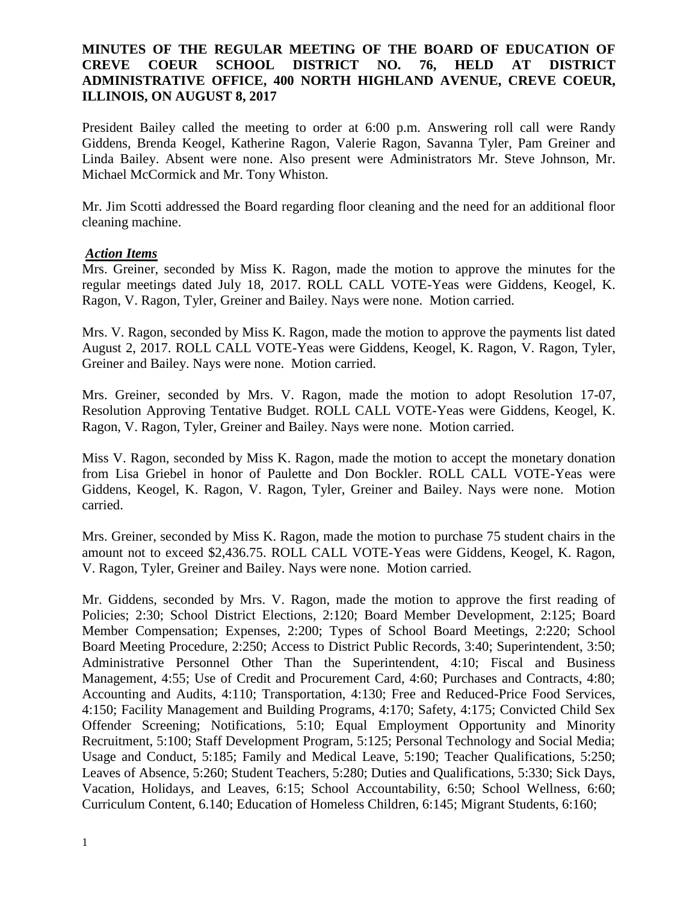**MINUTES OF THE REGULAR MEETING OF THE BOARD OF EDUCATION OF CREVE COEUR SCHOOL DISTRICT NO. 76, HELD AT DISTRICT ADMINISTRATIVE OFFICE, 400 NORTH HIGHLAND AVENUE, CREVE COEUR, ILLINOIS, ON AUGUST 8, 2017**

President Bailey called the meeting to order at 6:00 p.m. Answering roll call were Randy Giddens, Brenda Keogel, Katherine Ragon, Valerie Ragon, Savanna Tyler, Pam Greiner and Linda Bailey. Absent were none. Also present were Administrators Mr. Steve Johnson, Mr. Michael McCormick and Mr. Tony Whiston.

Mr. Jim Scotti addressed the Board regarding floor cleaning and the need for an additional floor cleaning machine.

***Action Items***

Mrs. Greiner, seconded by Miss K. Ragon, made the motion to approve the minutes for the regular meetings dated July 18, 2017. ROLL CALL VOTE-Yeas were Giddens, Keogel, K. Ragon, V. Ragon, Tyler, Greiner and Bailey. Nays were none. Motion carried.

Mrs. V. Ragon, seconded by Miss K. Ragon, made the motion to approve the payments list dated August 2, 2017. ROLL CALL VOTE-Yeas were Giddens, Keogel, K. Ragon, V. Ragon, Tyler, Greiner and Bailey. Nays were none. Motion carried.

Mrs. Greiner, seconded by Mrs. V. Ragon, made the motion to adopt Resolution 17-07, Resolution Approving Tentative Budget. ROLL CALL VOTE-Yeas were Giddens, Keogel, K. Ragon, V. Ragon, Tyler, Greiner and Bailey. Nays were none. Motion carried.

Miss V. Ragon, seconded by Miss K. Ragon, made the motion to accept the monetary donation from Lisa Griebel in honor of Paulette and Don Bockler. ROLL CALL VOTE-Yeas were Giddens, Keogel, K. Ragon, V. Ragon, Tyler, Greiner and Bailey. Nays were none. Motion carried.

Mrs. Greiner, seconded by Miss K. Ragon, made the motion to purchase 75 student chairs in the amount not to exceed $2,436.75. ROLL CALL VOTE-Yeas were Giddens, Keogel, K. Ragon, V. Ragon, Tyler, Greiner and Bailey. Nays were none. Motion carried.

Mr. Giddens, seconded by Mrs. V. Ragon, made the motion to approve the first reading of Policies; 2:30; School District Elections, 2:120; Board Member Development, 2:125; Board Member Compensation; Expenses, 2:200; Types of School Board Meetings, 2:220; School Board Meeting Procedure, 2:250; Access to District Public Records, 3:40; Superintendent, 3:50; Administrative Personnel Other Than the Superintendent, 4:10; Fiscal and Business Management, 4:55; Use of Credit and Procurement Card, 4:60; Purchases and Contracts, 4:80; Accounting and Audits, 4:110; Transportation, 4:130; Free and Reduced-Price Food Services, 4:150; Facility Management and Building Programs, 4:170; Safety, 4:175; Convicted Child Sex Offender Screening; Notifications, 5:10; Equal Employment Opportunity and Minority Recruitment, 5:100; Staff Development Program, 5:125; Personal Technology and Social Media; Usage and Conduct, 5:185; Family and Medical Leave, 5:190; Teacher Qualifications, 5:250; Leaves of Absence, 5:260; Student Teachers, 5:280; Duties and Qualifications, 5:330; Sick Days, Vacation, Holidays, and Leaves, 6:15; School Accountability, 6:50; School Wellness, 6:60; Curriculum Content, 6.140; Education of Homeless Children, 6:145; Migrant Students, 6:160;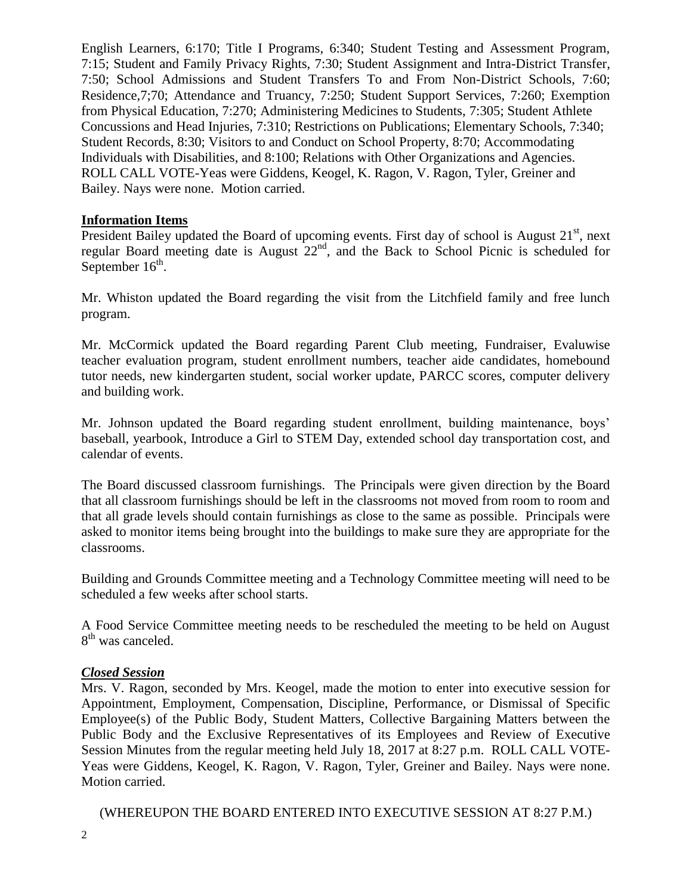English Learners, 6:170; Title I Programs, 6:340; Student Testing and Assessment Program, 7:15; Student and Family Privacy Rights, 7:30; Student Assignment and Intra-District Transfer, 7:50; School Admissions and Student Transfers To and From Non-District Schools, 7:60; Residence,7;70; Attendance and Truancy, 7:250; Student Support Services, 7:260; Exemption from Physical Education, 7:270; Administering Medicines to Students, 7:305; Student Athlete Concussions and Head Injuries, 7:310; Restrictions on Publications; Elementary Schools, 7:340; Student Records, 8:30; Visitors to and Conduct on School Property, 8:70; Accommodating Individuals with Disabilities, and 8:100; Relations with Other Organizations and Agencies. ROLL CALL VOTE-Yeas were Giddens, Keogel, K. Ragon, V. Ragon, Tyler, Greiner and Bailey. Nays were none. Motion carried.

**Information Items**

President Bailey updated the Board of upcoming events. First day of school is August 21st, next regular Board meeting date is August 22nd, and the Back to School Picnic is scheduled for September 16th.

Mr. Whiston updated the Board regarding the visit from the Litchfield family and free lunch program.

Mr. McCormick updated the Board regarding Parent Club meeting, Fundraiser, Evaluwise teacher evaluation program, student enrollment numbers, teacher aide candidates, homebound tutor needs, new kindergarten student, social worker update, PARCC scores, computer delivery and building work.

Mr. Johnson updated the Board regarding student enrollment, building maintenance, boys' baseball, yearbook, Introduce a Girl to STEM Day, extended school day transportation cost, and calendar of events.

The Board discussed classroom furnishings. The Principals were given direction by the Board that all classroom furnishings should be left in the classrooms not moved from room to room and that all grade levels should contain furnishings as close to the same as possible. Principals were asked to monitor items being brought into the buildings to make sure they are appropriate for the classrooms.

Building and Grounds Committee meeting and a Technology Committee meeting will need to be scheduled a few weeks after school starts.

A Food Service Committee meeting needs to be rescheduled the meeting to be held on August 8th was canceled.

***Closed Session***

Mrs. V. Ragon, seconded by Mrs. Keogel, made the motion to enter into executive session for Appointment, Employment, Compensation, Discipline, Performance, or Dismissal of Specific Employee(s) of the Public Body, Student Matters, Collective Bargaining Matters between the Public Body and the Exclusive Representatives of its Employees and Review of Executive Session Minutes from the regular meeting held July 18, 2017 at 8:27 p.m. ROLL CALL VOTE-Yeas were Giddens, Keogel, K. Ragon, V. Ragon, Tyler, Greiner and Bailey. Nays were none. Motion carried.

(WHEREUPON THE BOARD ENTERED INTO EXECUTIVE SESSION AT 8:27 P.M.)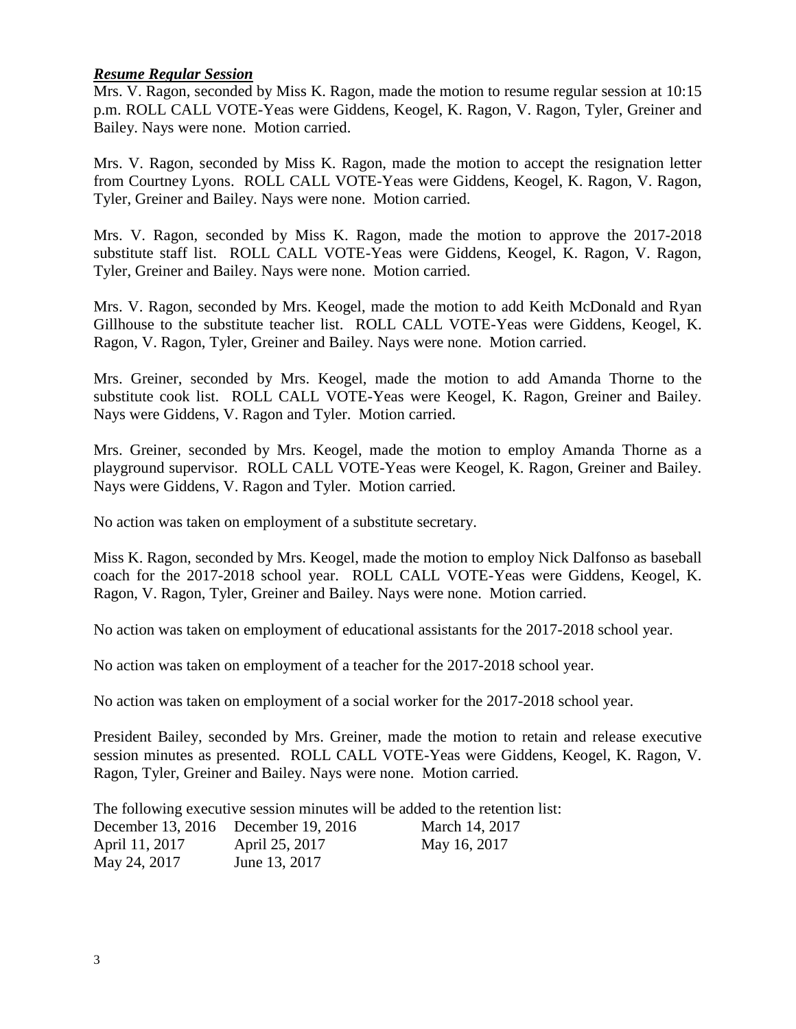***Resume Regular Session***

Mrs. V. Ragon, seconded by Miss K. Ragon, made the motion to resume regular session at 10:15 p.m. ROLL CALL VOTE-Yeas were Giddens, Keogel, K. Ragon, V. Ragon, Tyler, Greiner and Bailey. Nays were none. Motion carried.

Mrs. V. Ragon, seconded by Miss K. Ragon, made the motion to accept the resignation letter from Courtney Lyons. ROLL CALL VOTE-Yeas were Giddens, Keogel, K. Ragon, V. Ragon, Tyler, Greiner and Bailey. Nays were none. Motion carried.

Mrs. V. Ragon, seconded by Miss K. Ragon, made the motion to approve the 2017-2018 substitute staff list. ROLL CALL VOTE-Yeas were Giddens, Keogel, K. Ragon, V. Ragon, Tyler, Greiner and Bailey. Nays were none. Motion carried.

Mrs. V. Ragon, seconded by Mrs. Keogel, made the motion to add Keith McDonald and Ryan Gillhouse to the substitute teacher list. ROLL CALL VOTE-Yeas were Giddens, Keogel, K. Ragon, V. Ragon, Tyler, Greiner and Bailey. Nays were none. Motion carried.

Mrs. Greiner, seconded by Mrs. Keogel, made the motion to add Amanda Thorne to the substitute cook list. ROLL CALL VOTE-Yeas were Keogel, K. Ragon, Greiner and Bailey. Nays were Giddens, V. Ragon and Tyler. Motion carried.

Mrs. Greiner, seconded by Mrs. Keogel, made the motion to employ Amanda Thorne as a playground supervisor. ROLL CALL VOTE-Yeas were Keogel, K. Ragon, Greiner and Bailey. Nays were Giddens, V. Ragon and Tyler. Motion carried.

No action was taken on employment of a substitute secretary.

Miss K. Ragon, seconded by Mrs. Keogel, made the motion to employ Nick Dalfonso as baseball coach for the 2017-2018 school year. ROLL CALL VOTE-Yeas were Giddens, Keogel, K. Ragon, V. Ragon, Tyler, Greiner and Bailey. Nays were none. Motion carried.

No action was taken on employment of educational assistants for the 2017-2018 school year.

No action was taken on employment of a teacher for the 2017-2018 school year.

No action was taken on employment of a social worker for the 2017-2018 school year.

President Bailey, seconded by Mrs. Greiner, made the motion to retain and release executive session minutes as presented. ROLL CALL VOTE-Yeas were Giddens, Keogel, K. Ragon, V. Ragon, Tyler, Greiner and Bailey. Nays were none. Motion carried.

The following executive session minutes will be added to the retention list:

| | | |
|---|---|---|
| December 13, 2016 | December 19, 2016 | March 14, 2017 |
| April 11, 2017 | April 25, 2017 | May 16, 2017 |
| May 24, 2017 | June 13, 2017 | |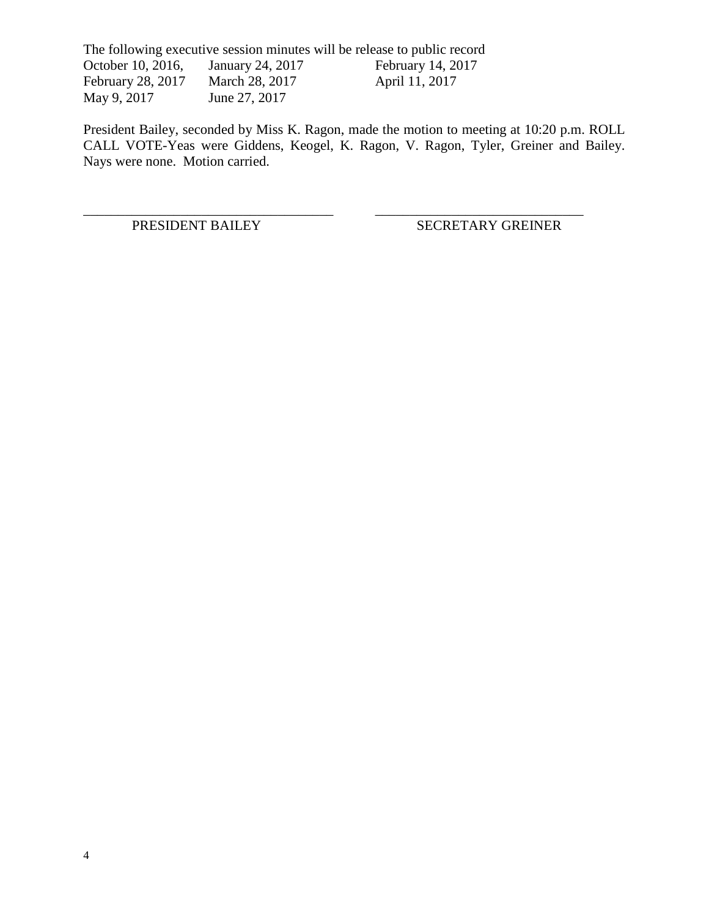The following executive session minutes will be release to public record

| | | |
|---|---|---|
| October 10, 2016, | January 24, 2017 | February 14, 2017 |
| February 28, 2017 | March 28, 2017 | April 11, 2017 |
| May 9, 2017 | June 27, 2017 | |

President Bailey, seconded by Miss K. Ragon, made the motion to meeting at 10:20 p.m. ROLL CALL VOTE-Yeas were Giddens, Keogel, K. Ragon, V. Ragon, Tyler, Greiner and Bailey. Nays were none. Motion carried.

_____________________________________ _______________________________

PRESIDENT BAILEY SECRETARY GREINER